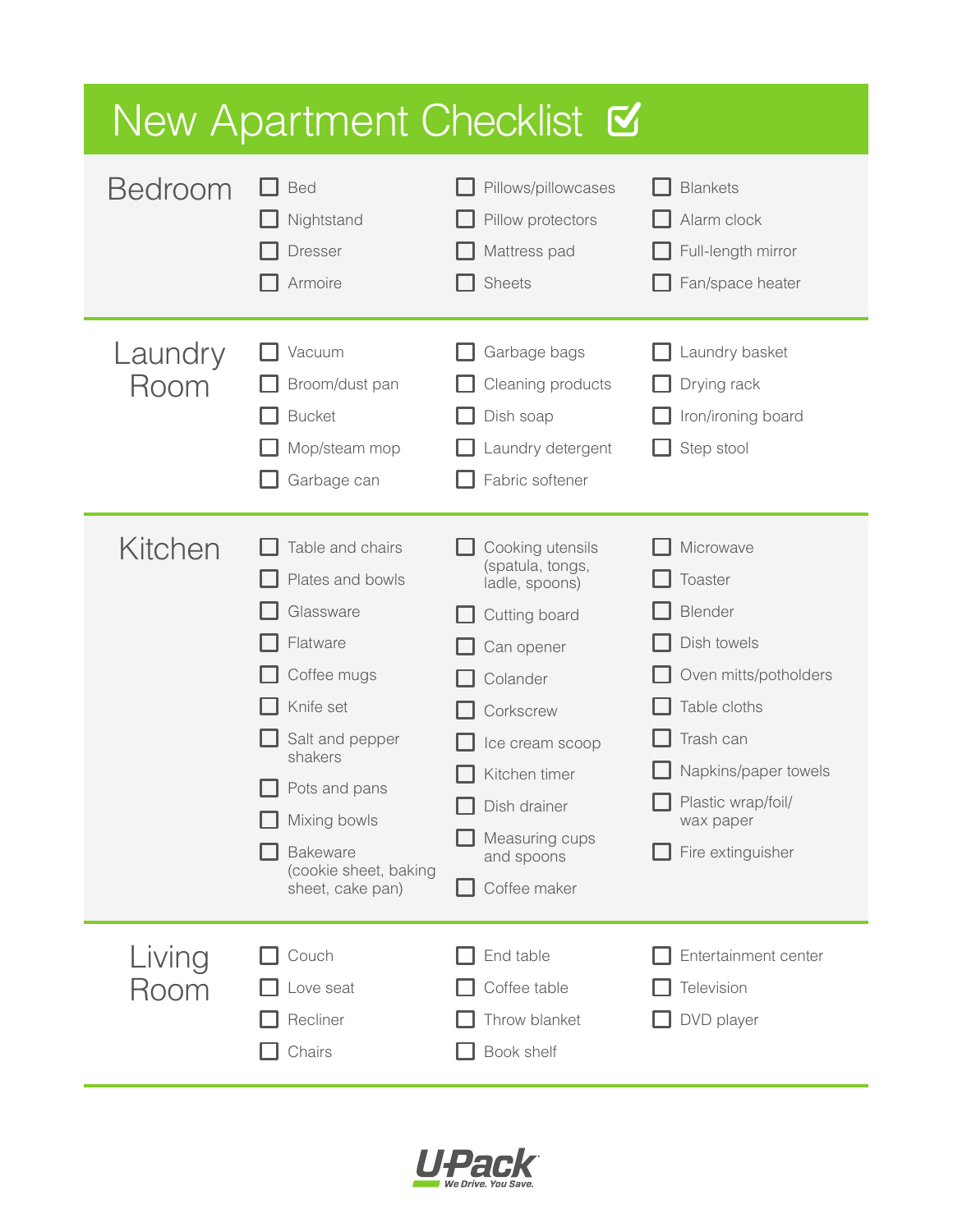# New Apartment Checklist ☑

## Bedroom

- [ ] Bed
- [ ] Nightstand
- [ ] Dresser
- [ ] Armoire
- [ ] Pillows/pillowcases
- [ ] Pillow protectors
- [ ] Mattress pad
- [ ] Sheets
- [ ] Blankets
- [ ] Alarm clock
- [ ] Full-length mirror
- [ ] Fan/space heater

## Laundry Room

- [ ] Vacuum
- [ ] Broom/dust pan
- [ ] Bucket
- [ ] Mop/steam mop
- [ ] Garbage can
- [ ] Garbage bags
- [ ] Cleaning products
- [ ] Dish soap
- [ ] Laundry detergent
- [ ] Fabric softener
- [ ] Laundry basket
- [ ] Drying rack
- [ ] Iron/ironing board
- [ ] Step stool

## Kitchen

- [ ] Table and chairs
- [ ] Plates and bowls
- [ ] Glassware
- [ ] Flatware
- [ ] Coffee mugs
- [ ] Knife set
- [ ] Salt and pepper shakers
- [ ] Pots and pans
- [ ] Mixing bowls
- [ ] Bakeware (cookie sheet, baking sheet, cake pan)
- [ ] Cooking utensils (spatula, tongs, ladle, spoons)
- [ ] Cutting board
- [ ] Can opener
- [ ] Colander
- [ ] Corkscrew
- [ ] Ice cream scoop
- [ ] Kitchen timer
- [ ] Dish drainer
- [ ] Measuring cups and spoons
- [ ] Coffee maker
- [ ] Microwave
- [ ] Toaster
- [ ] Blender
- [ ] Dish towels
- [ ] Oven mitts/potholders
- [ ] Table cloths
- [ ] Trash can
- [ ] Napkins/paper towels
- [ ] Plastic wrap/foil/ wax paper
- [ ] Fire extinguisher

## Living Room

- [ ] Couch
- [ ] Love seat
- [ ] Recliner
- [ ] Chairs
- [ ] End table
- [ ] Coffee table
- [ ] Throw blanket
- [ ] Book shelf
- [ ] Entertainment center
- [ ] Television
- [ ] DVD player

U-Pack
We Drive. You Save.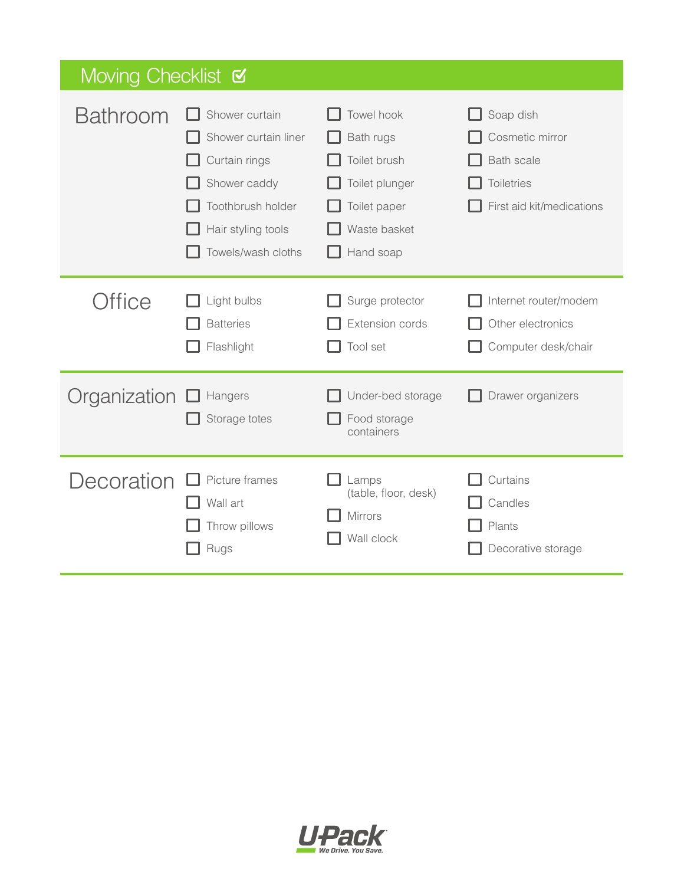# Moving Checklist ☑

## Bathroom

- [ ] Shower curtain
- [ ] Shower curtain liner
- [ ] Curtain rings
- [ ] Shower caddy
- [ ] Toothbrush holder
- [ ] Hair styling tools
- [ ] Towels/wash cloths
- [ ] Towel hook
- [ ] Bath rugs
- [ ] Toilet brush
- [ ] Toilet plunger
- [ ] Toilet paper
- [ ] Waste basket
- [ ] Hand soap
- [ ] Soap dish
- [ ] Cosmetic mirror
- [ ] Bath scale
- [ ] Toiletries
- [ ] First aid kit/medications

## Office

- [ ] Light bulbs
- [ ] Batteries
- [ ] Flashlight
- [ ] Surge protector
- [ ] Extension cords
- [ ] Tool set
- [ ] Internet router/modem
- [ ] Other electronics
- [ ] Computer desk/chair

## Organization

- [ ] Hangers
- [ ] Storage totes
- [ ] Under-bed storage
- [ ] Food storage containers
- [ ] Drawer organizers

## Decoration

- [ ] Picture frames
- [ ] Wall art
- [ ] Throw pillows
- [ ] Rugs
- [ ] Lamps (table, floor, desk)
- [ ] Mirrors
- [ ] Wall clock
- [ ] Curtains
- [ ] Candles
- [ ] Plants
- [ ] Decorative storage

UPack
*We Drive. You Save.*